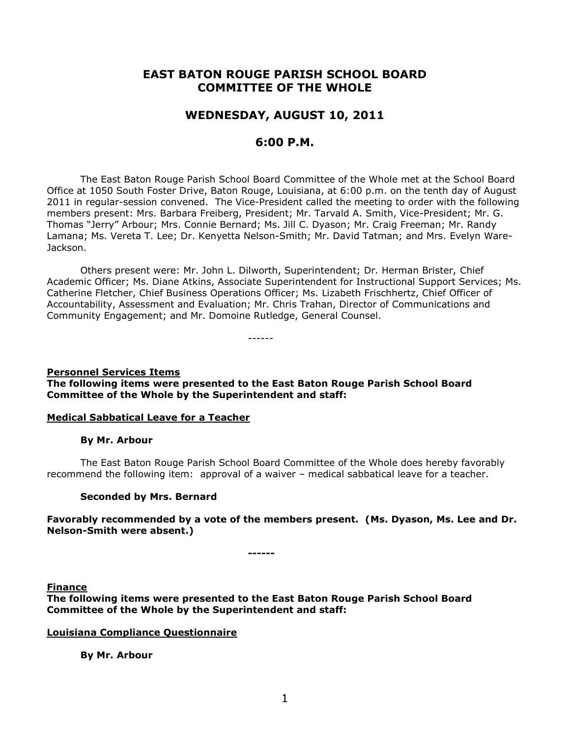# EAST BATON ROUGE PARISH SCHOOL BOARD
# COMMITTEE OF THE WHOLE

## WEDNESDAY, AUGUST 10, 2011

## 6:00 P.M.

The East Baton Rouge Parish School Board Committee of the Whole met at the School Board Office at 1050 South Foster Drive, Baton Rouge, Louisiana, at 6:00 p.m. on the tenth day of August 2011 in regular-session convened. The Vice-President called the meeting to order with the following members present: Mrs. Barbara Freiberg, President; Mr. Tarvald A. Smith, Vice-President; Mr. G. Thomas "Jerry" Arbour; Mrs. Connie Bernard; Ms. Jill C. Dyason; Mr. Craig Freeman; Mr. Randy Lamana; Ms. Vereta T. Lee; Dr. Kenyetta Nelson-Smith; Mr. David Tatman; and Mrs. Evelyn Ware-Jackson.

Others present were: Mr. John L. Dilworth, Superintendent; Dr. Herman Brister, Chief Academic Officer; Ms. Diane Atkins, Associate Superintendent for Instructional Support Services; Ms. Catherine Fletcher, Chief Business Operations Officer; Ms. Lizabeth Frischhertz, Chief Officer of Accountability, Assessment and Evaluation; Mr. Chris Trahan, Director of Communications and Community Engagement; and Mr. Domoine Rutledge, General Counsel.

------

**Personnel Services Items**

**The following items were presented to the East Baton Rouge Parish School Board Committee of the Whole by the Superintendent and staff:**

**Medical Sabbatical Leave for a Teacher**

**By Mr. Arbour**

The East Baton Rouge Parish School Board Committee of the Whole does hereby favorably recommend the following item: approval of a waiver – medical sabbatical leave for a teacher.

**Seconded by Mrs. Bernard**

**Favorably recommended by a vote of the members present. (Ms. Dyason, Ms. Lee and Dr. Nelson-Smith were absent.)**

**------**

**Finance**

**The following items were presented to the East Baton Rouge Parish School Board Committee of the Whole by the Superintendent and staff:**

**Louisiana Compliance Questionnaire**

**By Mr. Arbour**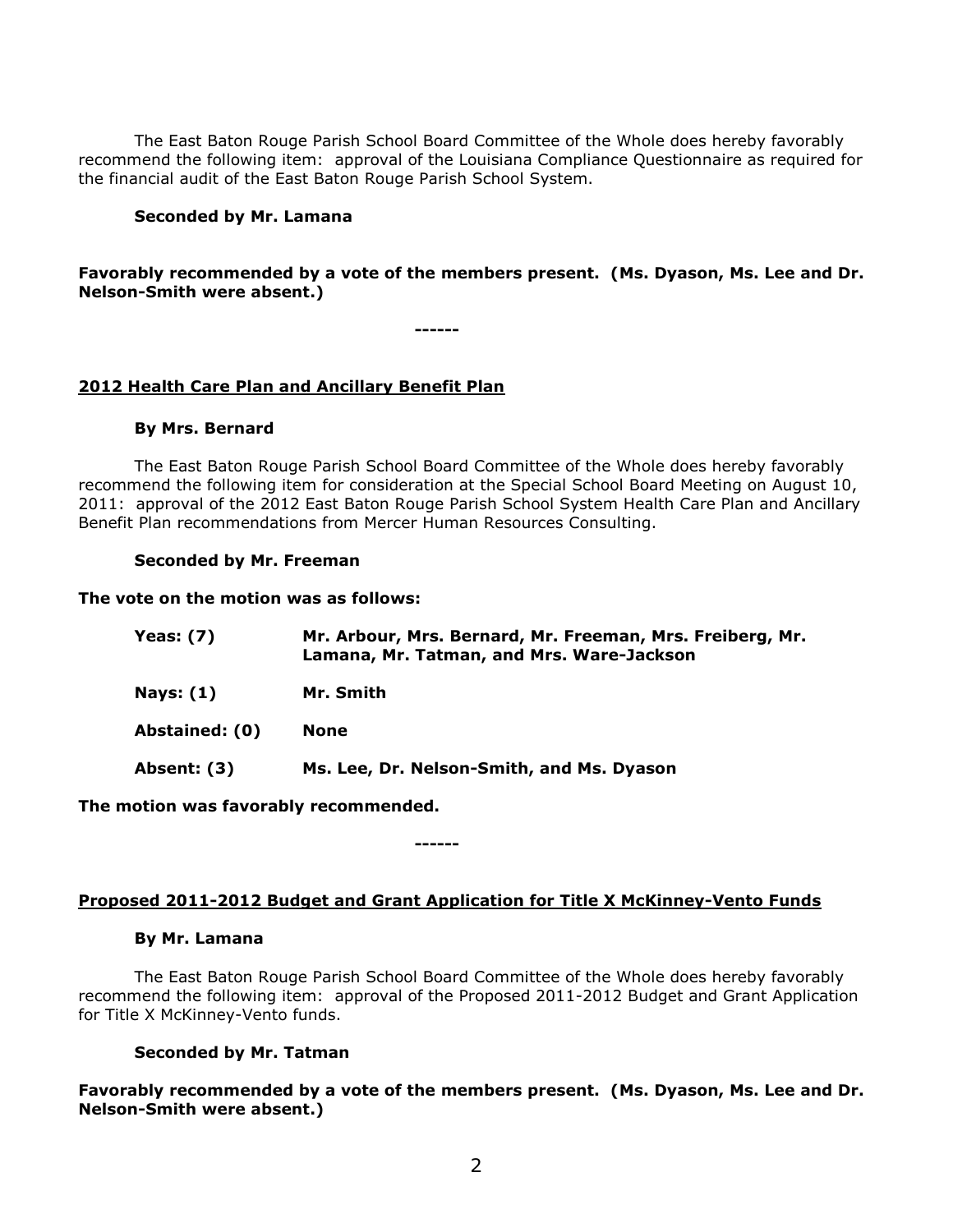The East Baton Rouge Parish School Board Committee of the Whole does hereby favorably recommend the following item: approval of the Louisiana Compliance Questionnaire as required for the financial audit of the East Baton Rouge Parish School System.

**Seconded by Mr. Lamana**

**Favorably recommended by a vote of the members present. (Ms. Dyason, Ms. Lee and Dr. Nelson-Smith were absent.)**

**------**

**2012 Health Care Plan and Ancillary Benefit Plan**

**By Mrs. Bernard**

The East Baton Rouge Parish School Board Committee of the Whole does hereby favorably recommend the following item for consideration at the Special School Board Meeting on August 10, 2011: approval of the 2012 East Baton Rouge Parish School System Health Care Plan and Ancillary Benefit Plan recommendations from Mercer Human Resources Consulting.

**Seconded by Mr. Freeman**

**The vote on the motion was as follows:**

| | |
|---|---|
| **Yeas: (7)** | **Mr. Arbour, Mrs. Bernard, Mr. Freeman, Mrs. Freiberg, Mr. Lamana, Mr. Tatman, and Mrs. Ware-Jackson** |
| **Nays: (1)** | **Mr. Smith** |
| **Abstained: (0)** | **None** |
| **Absent: (3)** | **Ms. Lee, Dr. Nelson-Smith, and Ms. Dyason** |

**The motion was favorably recommended.**

**------**

**Proposed 2011-2012 Budget and Grant Application for Title X McKinney-Vento Funds**

**By Mr. Lamana**

The East Baton Rouge Parish School Board Committee of the Whole does hereby favorably recommend the following item: approval of the Proposed 2011-2012 Budget and Grant Application for Title X McKinney-Vento funds.

**Seconded by Mr. Tatman**

**Favorably recommended by a vote of the members present. (Ms. Dyason, Ms. Lee and Dr. Nelson-Smith were absent.)**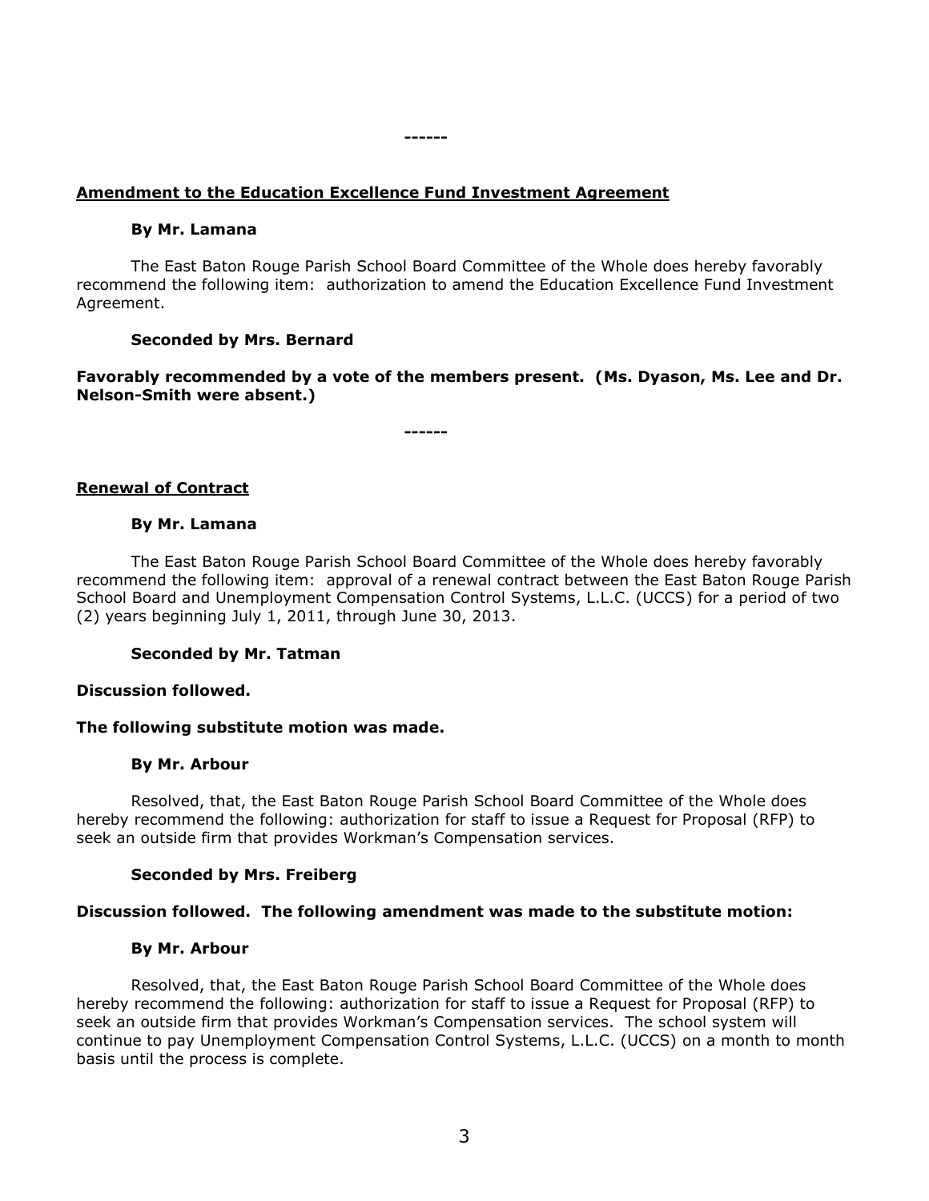------

**Amendment to the Education Excellence Fund Investment Agreement**

**By Mr. Lamana**

The East Baton Rouge Parish School Board Committee of the Whole does hereby favorably recommend the following item: authorization to amend the Education Excellence Fund Investment Agreement.

**Seconded by Mrs. Bernard**

**Favorably recommended by a vote of the members present. (Ms. Dyason, Ms. Lee and Dr. Nelson-Smith were absent.)**

------

**Renewal of Contract**

**By Mr. Lamana**

The East Baton Rouge Parish School Board Committee of the Whole does hereby favorably recommend the following item: approval of a renewal contract between the East Baton Rouge Parish School Board and Unemployment Compensation Control Systems, L.L.C. (UCCS) for a period of two (2) years beginning July 1, 2011, through June 30, 2013.

**Seconded by Mr. Tatman**

**Discussion followed.**

**The following substitute motion was made.**

**By Mr. Arbour**

Resolved, that, the East Baton Rouge Parish School Board Committee of the Whole does hereby recommend the following: authorization for staff to issue a Request for Proposal (RFP) to seek an outside firm that provides Workman's Compensation services.

**Seconded by Mrs. Freiberg**

**Discussion followed. The following amendment was made to the substitute motion:**

**By Mr. Arbour**

Resolved, that, the East Baton Rouge Parish School Board Committee of the Whole does hereby recommend the following: authorization for staff to issue a Request for Proposal (RFP) to seek an outside firm that provides Workman's Compensation services. The school system will continue to pay Unemployment Compensation Control Systems, L.L.C. (UCCS) on a month to month basis until the process is complete.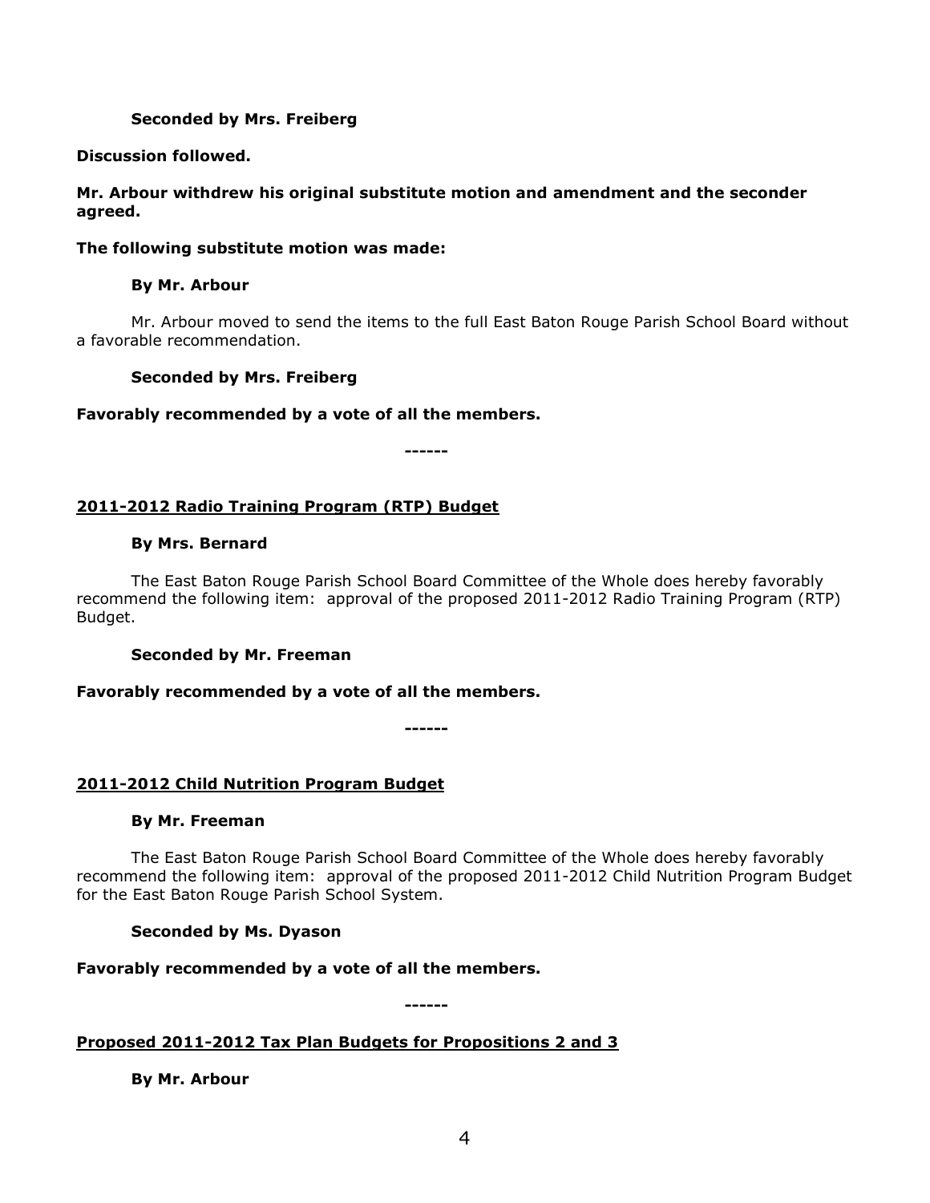**Seconded by Mrs. Freiberg**

**Discussion followed.**

**Mr. Arbour withdrew his original substitute motion and amendment and the seconder agreed.**

**The following substitute motion was made:**

**By Mr. Arbour**

Mr. Arbour moved to send the items to the full East Baton Rouge Parish School Board without a favorable recommendation.

**Seconded by Mrs. Freiberg**

**Favorably recommended by a vote of all the members.**

**------**

## 2011-2012 Radio Training Program (RTP) Budget

**By Mrs. Bernard**

The East Baton Rouge Parish School Board Committee of the Whole does hereby favorably recommend the following item: approval of the proposed 2011-2012 Radio Training Program (RTP) Budget.

**Seconded by Mr. Freeman**

**Favorably recommended by a vote of all the members.**

**------**

## 2011-2012 Child Nutrition Program Budget

**By Mr. Freeman**

The East Baton Rouge Parish School Board Committee of the Whole does hereby favorably recommend the following item: approval of the proposed 2011-2012 Child Nutrition Program Budget for the East Baton Rouge Parish School System.

**Seconded by Ms. Dyason**

**Favorably recommended by a vote of all the members.**

**------**

## Proposed 2011-2012 Tax Plan Budgets for Propositions 2 and 3

**By Mr. Arbour**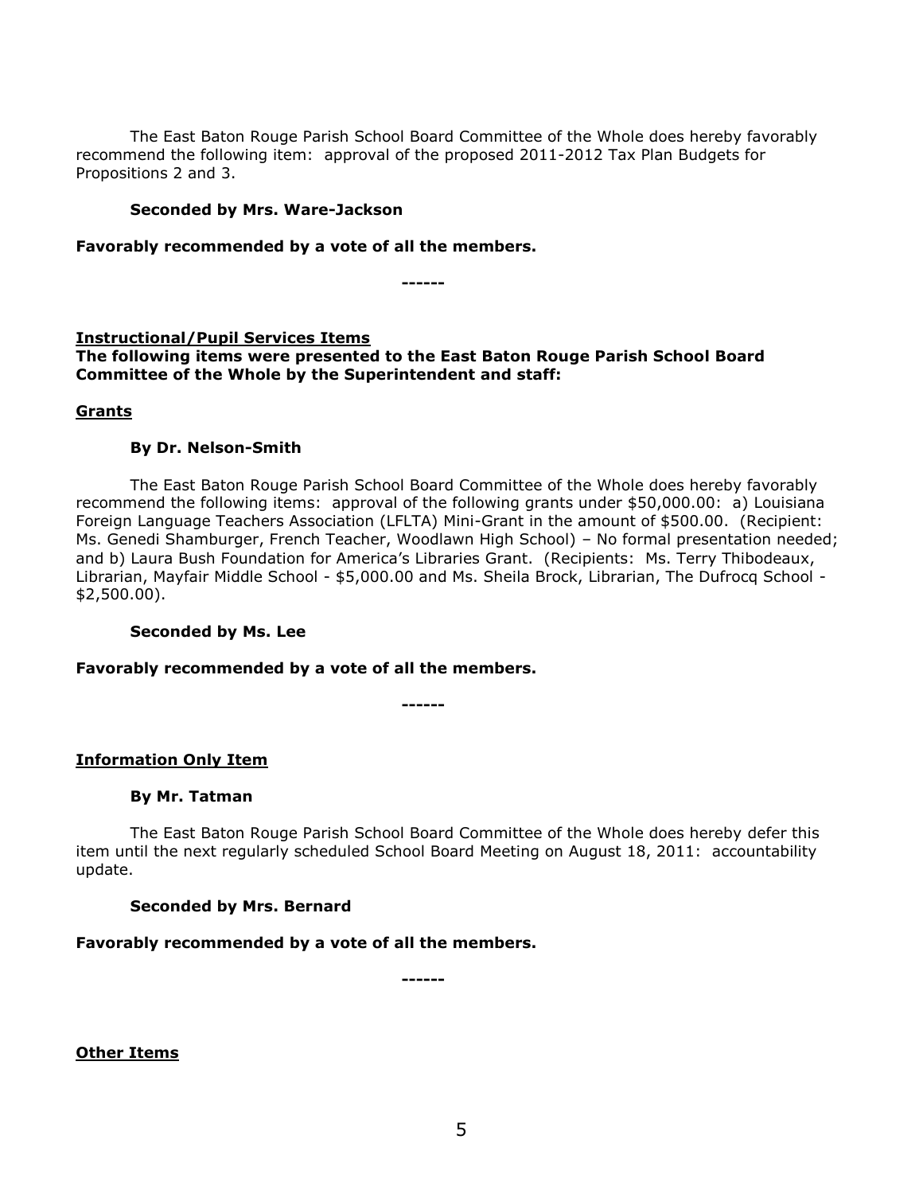The East Baton Rouge Parish School Board Committee of the Whole does hereby favorably recommend the following item: approval of the proposed 2011-2012 Tax Plan Budgets for Propositions 2 and 3.

**Seconded by Mrs. Ware-Jackson**

**Favorably recommended by a vote of all the members.**

**------**

**Instructional/Pupil Services Items**

**The following items were presented to the East Baton Rouge Parish School Board Committee of the Whole by the Superintendent and staff:**

**Grants**

**By Dr. Nelson-Smith**

The East Baton Rouge Parish School Board Committee of the Whole does hereby favorably recommend the following items: approval of the following grants under $50,000.00: a) Louisiana Foreign Language Teachers Association (LFLTA) Mini-Grant in the amount of $500.00. (Recipient: Ms. Genedi Shamburger, French Teacher, Woodlawn High School) – No formal presentation needed; and b) Laura Bush Foundation for America's Libraries Grant. (Recipients: Ms. Terry Thibodeaux, Librarian, Mayfair Middle School - $5,000.00 and Ms. Sheila Brock, Librarian, The Dufrocq School - $2,500.00).

**Seconded by Ms. Lee**

**Favorably recommended by a vote of all the members.**

**------**

**Information Only Item**

**By Mr. Tatman**

The East Baton Rouge Parish School Board Committee of the Whole does hereby defer this item until the next regularly scheduled School Board Meeting on August 18, 2011: accountability update.

**Seconded by Mrs. Bernard**

**Favorably recommended by a vote of all the members.**

**------**

**Other Items**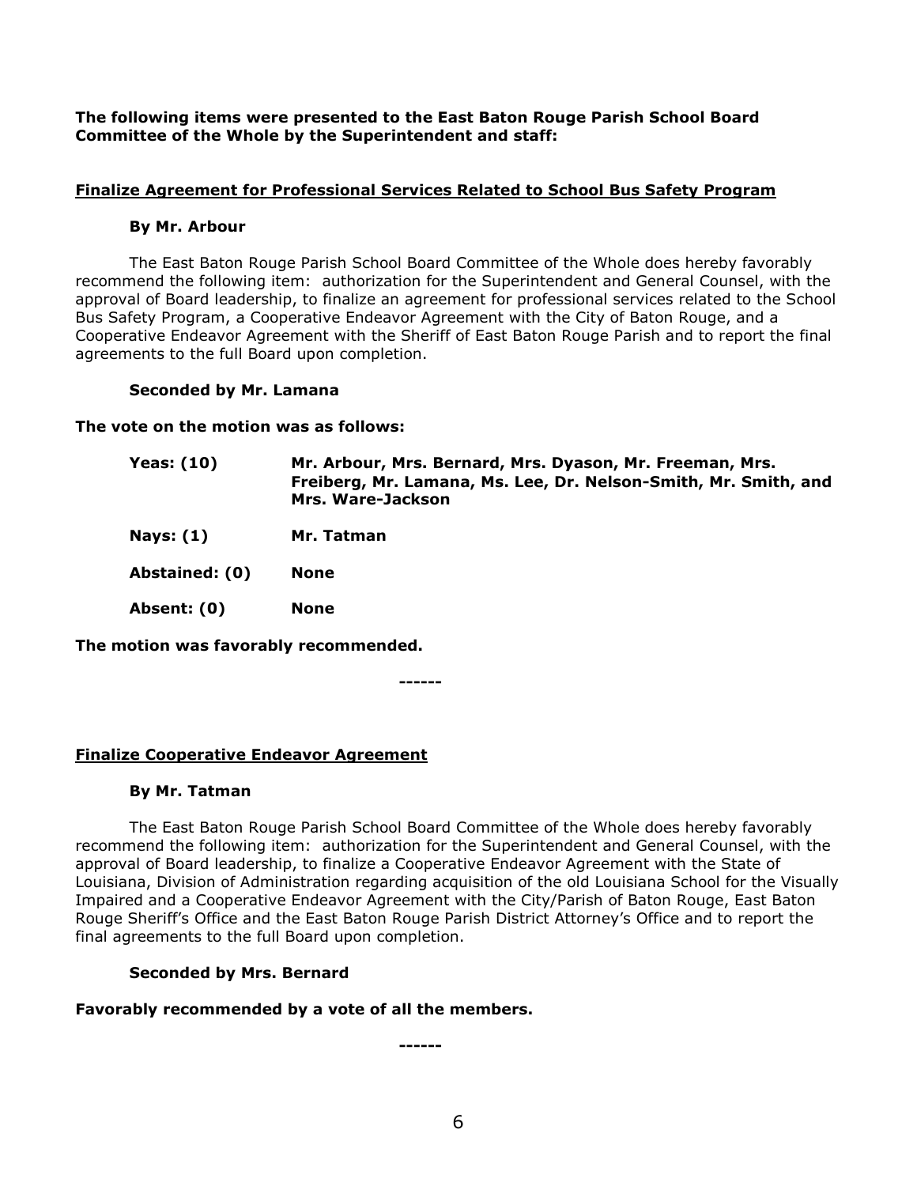**The following items were presented to the East Baton Rouge Parish School Board Committee of the Whole by the Superintendent and staff:**

## Finalize Agreement for Professional Services Related to School Bus Safety Program

**By Mr. Arbour**

The East Baton Rouge Parish School Board Committee of the Whole does hereby favorably recommend the following item: authorization for the Superintendent and General Counsel, with the approval of Board leadership, to finalize an agreement for professional services related to the School Bus Safety Program, a Cooperative Endeavor Agreement with the City of Baton Rouge, and a Cooperative Endeavor Agreement with the Sheriff of East Baton Rouge Parish and to report the final agreements to the full Board upon completion.

**Seconded by Mr. Lamana**

**The vote on the motion was as follows:**

| | |
|---|---|
| **Yeas: (10)** | **Mr. Arbour, Mrs. Bernard, Mrs. Dyason, Mr. Freeman, Mrs. Freiberg, Mr. Lamana, Ms. Lee, Dr. Nelson-Smith, Mr. Smith, and Mrs. Ware-Jackson** |
| **Nays: (1)** | **Mr. Tatman** |
| **Abstained: (0)** | **None** |
| **Absent: (0)** | **None** |

**The motion was favorably recommended.**

**------**

## Finalize Cooperative Endeavor Agreement

**By Mr. Tatman**

The East Baton Rouge Parish School Board Committee of the Whole does hereby favorably recommend the following item: authorization for the Superintendent and General Counsel, with the approval of Board leadership, to finalize a Cooperative Endeavor Agreement with the State of Louisiana, Division of Administration regarding acquisition of the old Louisiana School for the Visually Impaired and a Cooperative Endeavor Agreement with the City/Parish of Baton Rouge, East Baton Rouge Sheriff's Office and the East Baton Rouge Parish District Attorney's Office and to report the final agreements to the full Board upon completion.

**Seconded by Mrs. Bernard**

**Favorably recommended by a vote of all the members.**

**------**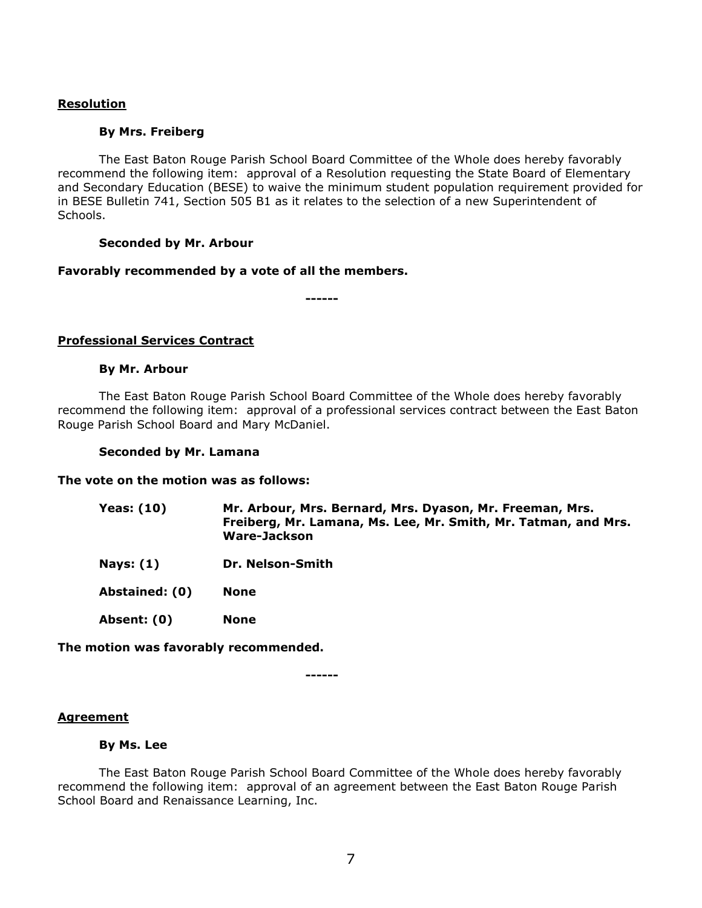**Resolution**

**By Mrs. Freiberg**

The East Baton Rouge Parish School Board Committee of the Whole does hereby favorably recommend the following item: approval of a Resolution requesting the State Board of Elementary and Secondary Education (BESE) to waive the minimum student population requirement provided for in BESE Bulletin 741, Section 505 B1 as it relates to the selection of a new Superintendent of Schools.

**Seconded by Mr. Arbour**

**Favorably recommended by a vote of all the members.**

**------**

**Professional Services Contract**

**By Mr. Arbour**

The East Baton Rouge Parish School Board Committee of the Whole does hereby favorably recommend the following item: approval of a professional services contract between the East Baton Rouge Parish School Board and Mary McDaniel.

**Seconded by Mr. Lamana**

**The vote on the motion was as follows:**

| | |
|---|---|
| **Yeas: (10)** | **Mr. Arbour, Mrs. Bernard, Mrs. Dyason, Mr. Freeman, Mrs. Freiberg, Mr. Lamana, Ms. Lee, Mr. Smith, Mr. Tatman, and Mrs. Ware-Jackson** |
| **Nays: (1)** | **Dr. Nelson-Smith** |
| **Abstained: (0)** | **None** |
| **Absent: (0)** | **None** |

**The motion was favorably recommended.**

**------**

**Agreement**

**By Ms. Lee**

The East Baton Rouge Parish School Board Committee of the Whole does hereby favorably recommend the following item: approval of an agreement between the East Baton Rouge Parish School Board and Renaissance Learning, Inc.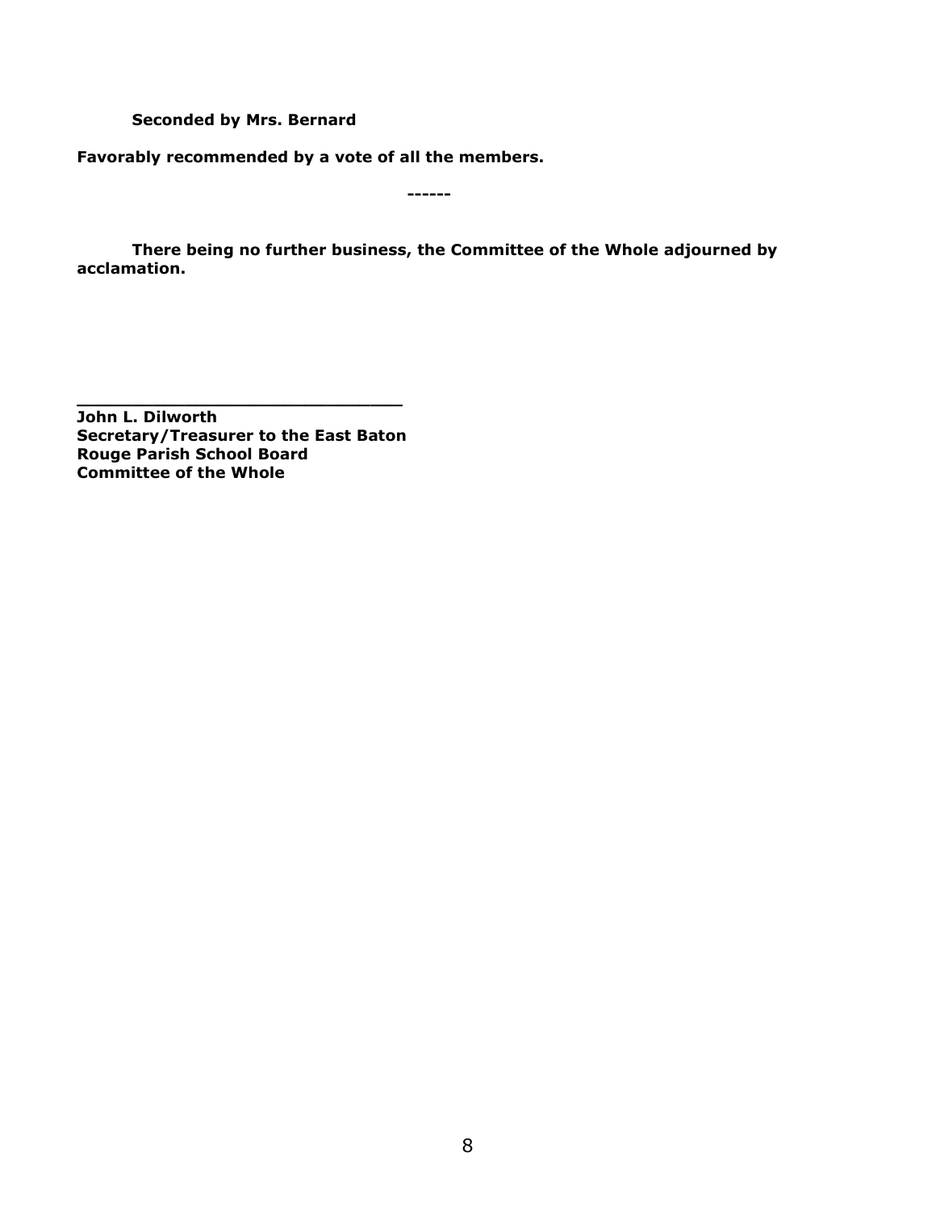**Seconded by Mrs. Bernard**

**Favorably recommended by a vote of all the members.**

**------**

**There being no further business, the Committee of the Whole adjourned by acclamation.**

**_______________________________**
**John L. Dilworth**
**Secretary/Treasurer to the East Baton Rouge Parish School Board**
**Committee of the Whole**